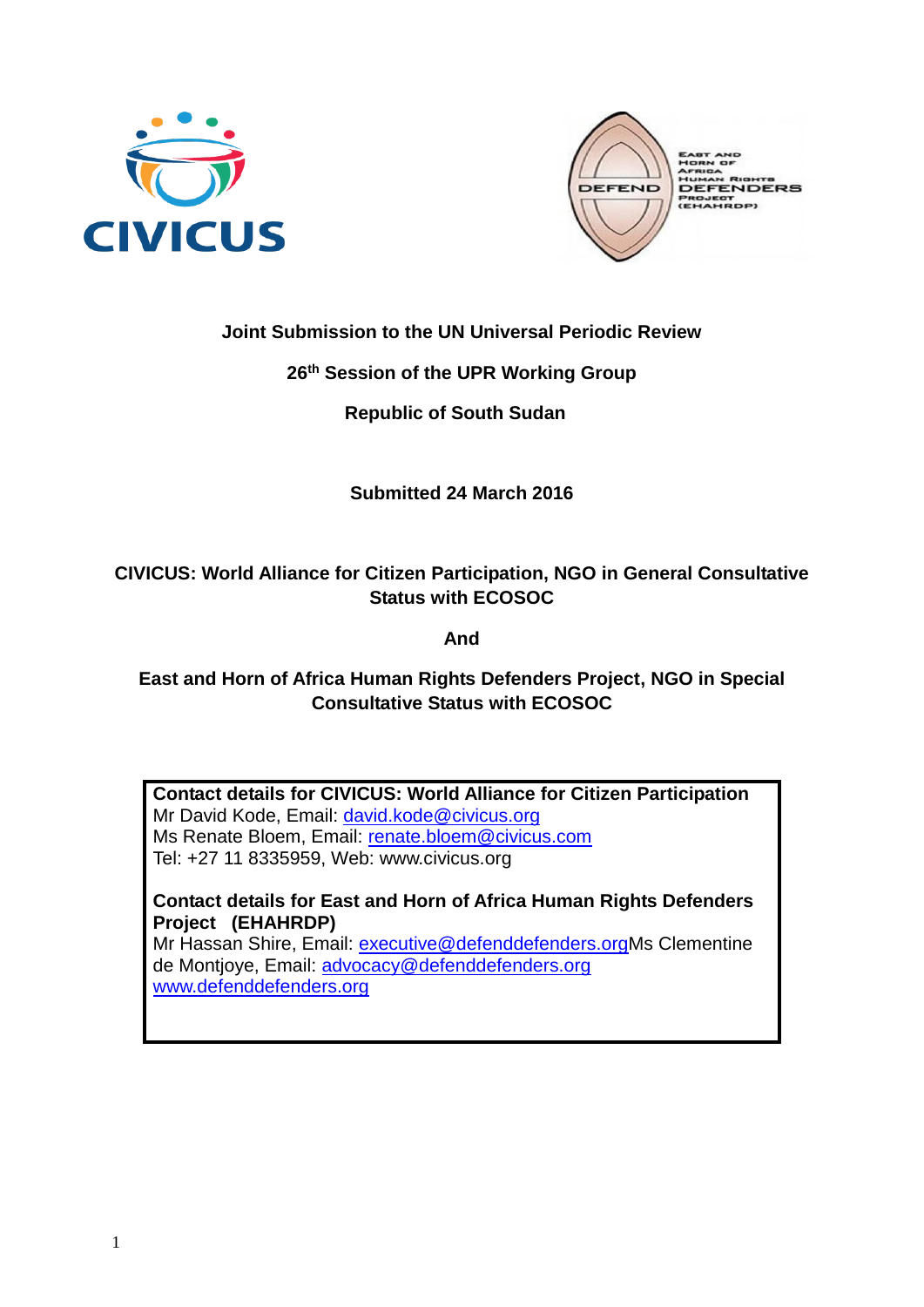**Joint Submission to the UN Universal Periodic Review**

**26th Session of the UPR Working Group**

**Republic of South Sudan**

**Submitted 24 March 2016**

**CIVICUS: World Alliance for Citizen Participation, NGO in General Consultative Status with ECOSOC**

**And**

**East and Horn of Africa Human Rights Defenders Project, NGO in Special Consultative Status with ECOSOC**

**Contact details for CIVICUS: World Alliance for Citizen Participation**
Mr David Kode, Email: david.kode@civicus.org
Ms Renate Bloem, Email: renate.bloem@civicus.com
Tel: +27 11 8335959, Web: www.civicus.org

**Contact details for East and Horn of Africa Human Rights Defenders Project (EHAHRDP)**
Mr Hassan Shire, Email: executive@defenddefenders.orgMs Clementine de Montjoye, Email: advocacy@defenddefenders.org
www.defenddefenders.org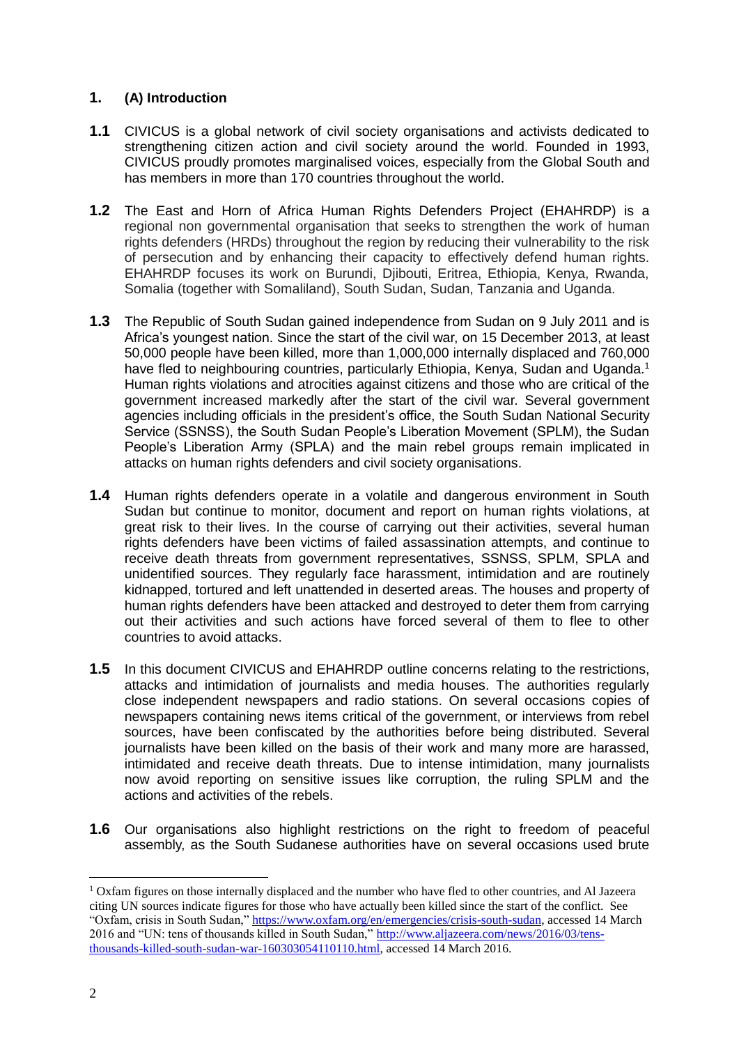## 1. (A) Introduction

**1.1** CIVICUS is a global network of civil society organisations and activists dedicated to strengthening citizen action and civil society around the world. Founded in 1993, CIVICUS proudly promotes marginalised voices, especially from the Global South and has members in more than 170 countries throughout the world.

**1.2** The East and Horn of Africa Human Rights Defenders Project (EHAHRDP) is a regional non governmental organisation that seeks to strengthen the work of human rights defenders (HRDs) throughout the region by reducing their vulnerability to the risk of persecution and by enhancing their capacity to effectively defend human rights. EHAHRDP focuses its work on Burundi, Djibouti, Eritrea, Ethiopia, Kenya, Rwanda, Somalia (together with Somaliland), South Sudan, Sudan, Tanzania and Uganda.

**1.3** The Republic of South Sudan gained independence from Sudan on 9 July 2011 and is Africa's youngest nation. Since the start of the civil war, on 15 December 2013, at least 50,000 people have been killed, more than 1,000,000 internally displaced and 760,000 have fled to neighbouring countries, particularly Ethiopia, Kenya, Sudan and Uganda.[1] Human rights violations and atrocities against citizens and those who are critical of the government increased markedly after the start of the civil war. Several government agencies including officials in the president's office, the South Sudan National Security Service (SSNSS), the South Sudan People's Liberation Movement (SPLM), the Sudan People's Liberation Army (SPLA) and the main rebel groups remain implicated in attacks on human rights defenders and civil society organisations.

**1.4** Human rights defenders operate in a volatile and dangerous environment in South Sudan but continue to monitor, document and report on human rights violations, at great risk to their lives. In the course of carrying out their activities, several human rights defenders have been victims of failed assassination attempts, and continue to receive death threats from government representatives, SSNSS, SPLM, SPLA and unidentified sources. They regularly face harassment, intimidation and are routinely kidnapped, tortured and left unattended in deserted areas. The houses and property of human rights defenders have been attacked and destroyed to deter them from carrying out their activities and such actions have forced several of them to flee to other countries to avoid attacks.

**1.5** In this document CIVICUS and EHAHRDP outline concerns relating to the restrictions, attacks and intimidation of journalists and media houses. The authorities regularly close independent newspapers and radio stations. On several occasions copies of newspapers containing news items critical of the government, or interviews from rebel sources, have been confiscated by the authorities before being distributed. Several journalists have been killed on the basis of their work and many more are harassed, intimidated and receive death threats. Due to intense intimidation, many journalists now avoid reporting on sensitive issues like corruption, the ruling SPLM and the actions and activities of the rebels.

**1.6** Our organisations also highlight restrictions on the right to freedom of peaceful assembly, as the South Sudanese authorities have on several occasions used brute

---

[1] Oxfam figures on those internally displaced and the number who have fled to other countries, and Al Jazeera citing UN sources indicate figures for those who have actually been killed since the start of the conflict. See "Oxfam, crisis in South Sudan," https://www.oxfam.org/en/emergencies/crisis-south-sudan, accessed 14 March 2016 and "UN: tens of thousands killed in South Sudan," http://www.aljazeera.com/news/2016/03/tens-thousands-killed-south-sudan-war-160303054110110.html, accessed 14 March 2016.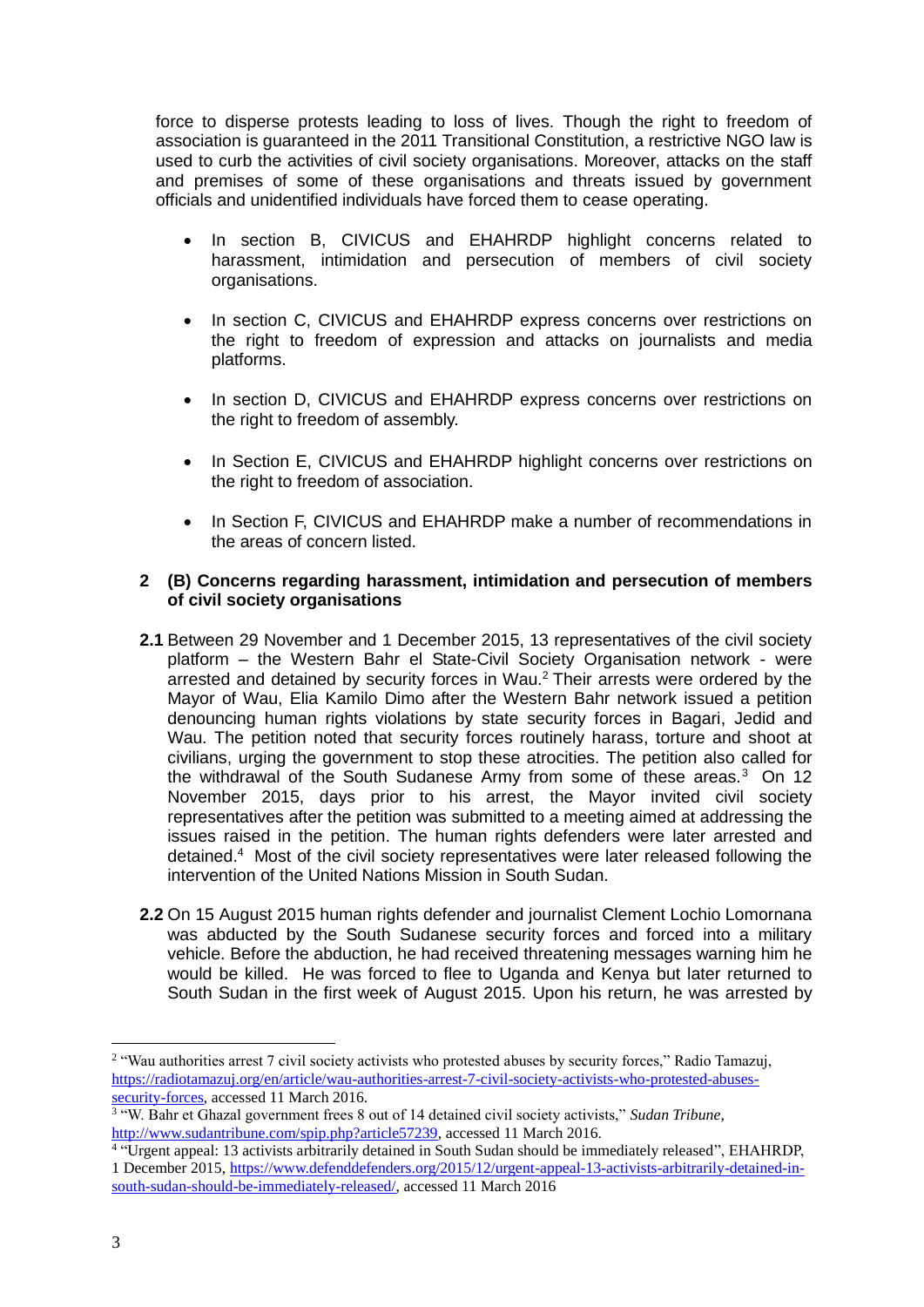force to disperse protests leading to loss of lives. Though the right to freedom of association is guaranteed in the 2011 Transitional Constitution, a restrictive NGO law is used to curb the activities of civil society organisations. Moreover, attacks on the staff and premises of some of these organisations and threats issued by government officials and unidentified individuals have forced them to cease operating.

- In section B, CIVICUS and EHAHRDP highlight concerns related to harassment, intimidation and persecution of members of civil society organisations.
- In section C, CIVICUS and EHAHRDP express concerns over restrictions on the right to freedom of expression and attacks on journalists and media platforms.
- In section D, CIVICUS and EHAHRDP express concerns over restrictions on the right to freedom of assembly.
- In Section E, CIVICUS and EHAHRDP highlight concerns over restrictions on the right to freedom of association.
- In Section F, CIVICUS and EHAHRDP make a number of recommendations in the areas of concern listed.

## 2 (B) Concerns regarding harassment, intimidation and persecution of members of civil society organisations

**2.1** Between 29 November and 1 December 2015, 13 representatives of the civil society platform – the Western Bahr el State-Civil Society Organisation network - were arrested and detained by security forces in Wau.[2] Their arrests were ordered by the Mayor of Wau, Elia Kamilo Dimo after the Western Bahr network issued a petition denouncing human rights violations by state security forces in Bagari, Jedid and Wau. The petition noted that security forces routinely harass, torture and shoot at civilians, urging the government to stop these atrocities. The petition also called for the withdrawal of the South Sudanese Army from some of these areas.[3] On 12 November 2015, days prior to his arrest, the Mayor invited civil society representatives after the petition was submitted to a meeting aimed at addressing the issues raised in the petition. The human rights defenders were later arrested and detained.[4] Most of the civil society representatives were later released following the intervention of the United Nations Mission in South Sudan.

**2.2** On 15 August 2015 human rights defender and journalist Clement Lochio Lomornana was abducted by the South Sudanese security forces and forced into a military vehicle. Before the abduction, he had received threatening messages warning him he would be killed. He was forced to flee to Uganda and Kenya but later returned to South Sudan in the first week of August 2015. Upon his return, he was arrested by

---

[2] "Wau authorities arrest 7 civil society activists who protested abuses by security forces," Radio Tamazuj, https://radiotamazuj.org/en/article/wau-authorities-arrest-7-civil-society-activists-who-protested-abuses-security-forces, accessed 11 March 2016.

[3] "W. Bahr et Ghazal government frees 8 out of 14 detained civil society activists," *Sudan Tribune*, http://www.sudantribune.com/spip.php?article57239, accessed 11 March 2016.

[4] "Urgent appeal: 13 activists arbitrarily detained in South Sudan should be immediately released", EHAHRDP, 1 December 2015, https://www.defenddefenders.org/2015/12/urgent-appeal-13-activists-arbitrarily-detained-in-south-sudan-should-be-immediately-released/, accessed 11 March 2016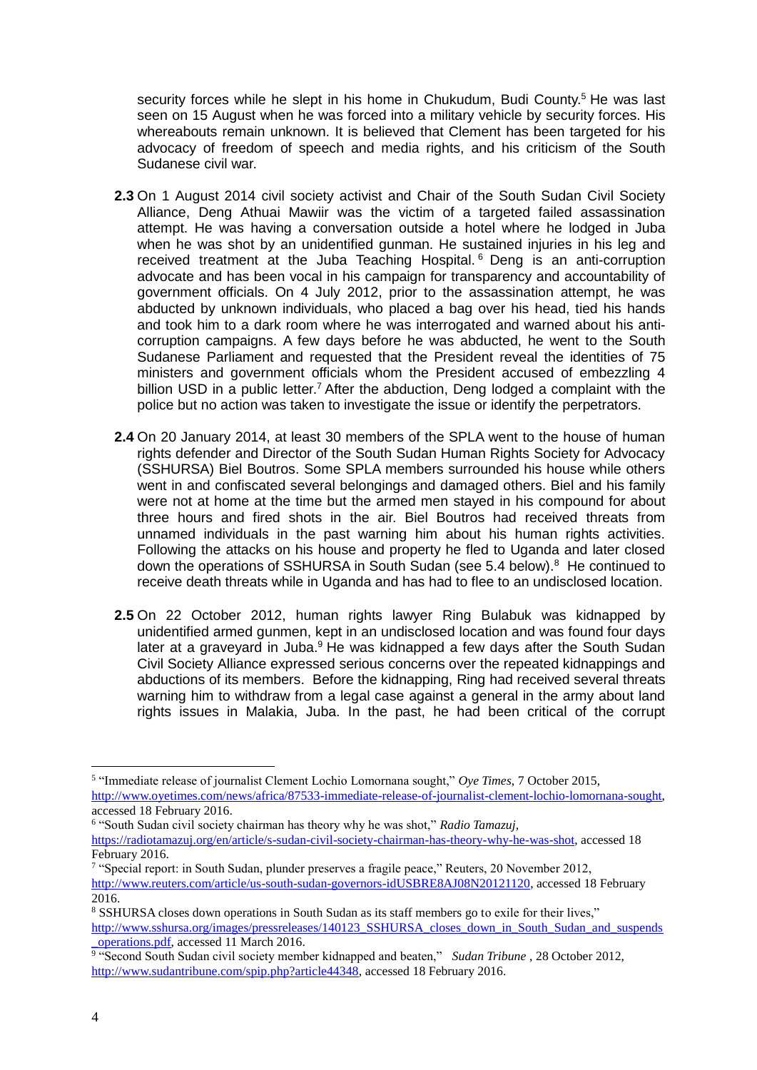security forces while he slept in his home in Chukudum, Budi County.[5] He was last seen on 15 August when he was forced into a military vehicle by security forces. His whereabouts remain unknown. It is believed that Clement has been targeted for his advocacy of freedom of speech and media rights, and his criticism of the South Sudanese civil war.

**2.3** On 1 August 2014 civil society activist and Chair of the South Sudan Civil Society Alliance, Deng Athuai Mawiir was the victim of a targeted failed assassination attempt. He was having a conversation outside a hotel where he lodged in Juba when he was shot by an unidentified gunman. He sustained injuries in his leg and received treatment at the Juba Teaching Hospital.[6] Deng is an anti-corruption advocate and has been vocal in his campaign for transparency and accountability of government officials. On 4 July 2012, prior to the assassination attempt, he was abducted by unknown individuals, who placed a bag over his head, tied his hands and took him to a dark room where he was interrogated and warned about his anti-corruption campaigns. A few days before he was abducted, he went to the South Sudanese Parliament and requested that the President reveal the identities of 75 ministers and government officials whom the President accused of embezzling 4 billion USD in a public letter.[7] After the abduction, Deng lodged a complaint with the police but no action was taken to investigate the issue or identify the perpetrators.

**2.4** On 20 January 2014, at least 30 members of the SPLA went to the house of human rights defender and Director of the South Sudan Human Rights Society for Advocacy (SSHURSA) Biel Boutros. Some SPLA members surrounded his house while others went in and confiscated several belongings and damaged others. Biel and his family were not at home at the time but the armed men stayed in his compound for about three hours and fired shots in the air. Biel Boutros had received threats from unnamed individuals in the past warning him about his human rights activities. Following the attacks on his house and property he fled to Uganda and later closed down the operations of SSHURSA in South Sudan (see 5.4 below).[8] He continued to receive death threats while in Uganda and has had to flee to an undisclosed location.

**2.5** On 22 October 2012, human rights lawyer Ring Bulabuk was kidnapped by unidentified armed gunmen, kept in an undisclosed location and was found four days later at a graveyard in Juba.[9] He was kidnapped a few days after the South Sudan Civil Society Alliance expressed serious concerns over the repeated kidnappings and abductions of its members. Before the kidnapping, Ring had received several threats warning him to withdraw from a legal case against a general in the army about land rights issues in Malakia, Juba. In the past, he had been critical of the corrupt

---

[5] "Immediate release of journalist Clement Lochio Lomornana sought," *Oye Times*, 7 October 2015, http://www.oyetimes.com/news/africa/87533-immediate-release-of-journalist-clement-lochio-lomornana-sought, accessed 18 February 2016.

[6] "South Sudan civil society chairman has theory why he was shot," *Radio Tamazuj*, https://radiotamazuj.org/en/article/s-sudan-civil-society-chairman-has-theory-why-he-was-shot, accessed 18 February 2016.

[7] "Special report: in South Sudan, plunder preserves a fragile peace," Reuters, 20 November 2012, http://www.reuters.com/article/us-south-sudan-governors-idUSBRE8AJ08N20121120, accessed 18 February 2016.

[8] SSHURSA closes down operations in South Sudan as its staff members go to exile for their lives," http://www.sshursa.org/images/pressreleases/140123_SSHURSA_closes_down_in_South_Sudan_and_suspends_operations.pdf, accessed 11 March 2016.

[9] "Second South Sudan civil society member kidnapped and beaten," *Sudan Tribune*, 28 October 2012, http://www.sudantribune.com/spip.php?article44348, accessed 18 February 2016.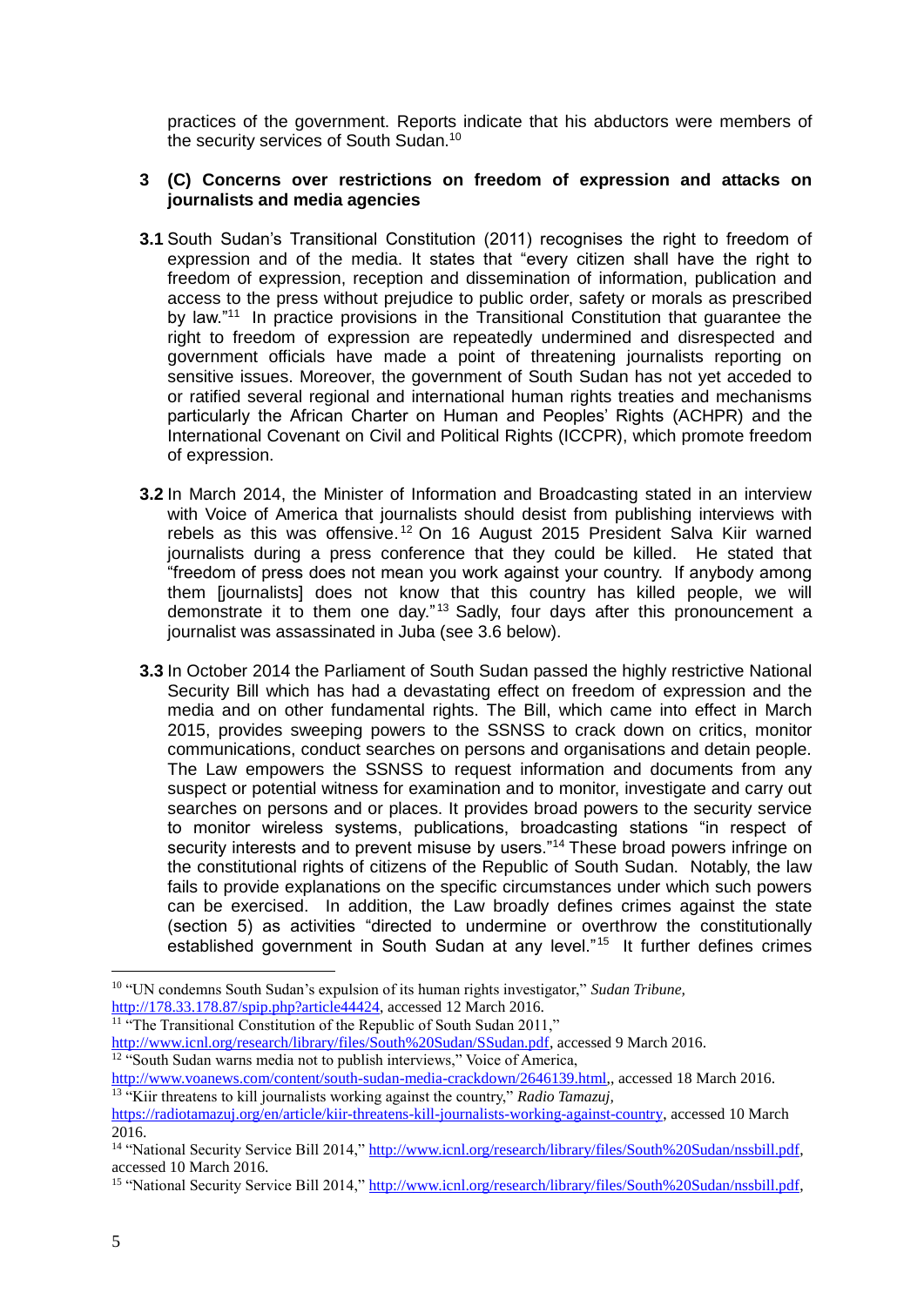practices of the government. Reports indicate that his abductors were members of the security services of South Sudan.[10]

### 3 (C) Concerns over restrictions on freedom of expression and attacks on journalists and media agencies

**3.1** South Sudan's Transitional Constitution (2011) recognises the right to freedom of expression and of the media. It states that "every citizen shall have the right to freedom of expression, reception and dissemination of information, publication and access to the press without prejudice to public order, safety or morals as prescribed by law."[11] In practice provisions in the Transitional Constitution that guarantee the right to freedom of expression are repeatedly undermined and disrespected and government officials have made a point of threatening journalists reporting on sensitive issues. Moreover, the government of South Sudan has not yet acceded to or ratified several regional and international human rights treaties and mechanisms particularly the African Charter on Human and Peoples' Rights (ACHPR) and the International Covenant on Civil and Political Rights (ICCPR), which promote freedom of expression.

**3.2** In March 2014, the Minister of Information and Broadcasting stated in an interview with Voice of America that journalists should desist from publishing interviews with rebels as this was offensive.[12] On 16 August 2015 President Salva Kiir warned journalists during a press conference that they could be killed. He stated that "freedom of press does not mean you work against your country. If anybody among them [journalists] does not know that this country has killed people, we will demonstrate it to them one day."[13] Sadly, four days after this pronouncement a journalist was assassinated in Juba (see 3.6 below).

**3.3** In October 2014 the Parliament of South Sudan passed the highly restrictive National Security Bill which has had a devastating effect on freedom of expression and the media and on other fundamental rights. The Bill, which came into effect in March 2015, provides sweeping powers to the SSNSS to crack down on critics, monitor communications, conduct searches on persons and organisations and detain people. The Law empowers the SSNSS to request information and documents from any suspect or potential witness for examination and to monitor, investigate and carry out searches on persons and or places. It provides broad powers to the security service to monitor wireless systems, publications, broadcasting stations "in respect of security interests and to prevent misuse by users."[14] These broad powers infringe on the constitutional rights of citizens of the Republic of South Sudan. Notably, the law fails to provide explanations on the specific circumstances under which such powers can be exercised. In addition, the Law broadly defines crimes against the state (section 5) as activities "directed to undermine or overthrow the constitutionally established government in South Sudan at any level."[15] It further defines crimes

---

[10] "UN condemns South Sudan's expulsion of its human rights investigator," *Sudan Tribune,* http://178.33.178.87/spip.php?article44424, accessed 12 March 2016.

[11] "The Transitional Constitution of the Republic of South Sudan 2011," http://www.icnl.org/research/library/files/South%20Sudan/SSudan.pdf, accessed 9 March 2016.

[12] "South Sudan warns media not to publish interviews," Voice of America, http://www.voanews.com/content/south-sudan-media-crackdown/2646139.html,, accessed 18 March 2016.

[13] "Kiir threatens to kill journalists working against the country," *Radio Tamazuj,* https://radiotamazuj.org/en/article/kiir-threatens-kill-journalists-working-against-country, accessed 10 March 2016.

[14] "National Security Service Bill 2014," http://www.icnl.org/research/library/files/South%20Sudan/nssbill.pdf, accessed 10 March 2016.

[15] "National Security Service Bill 2014," http://www.icnl.org/research/library/files/South%20Sudan/nssbill.pdf,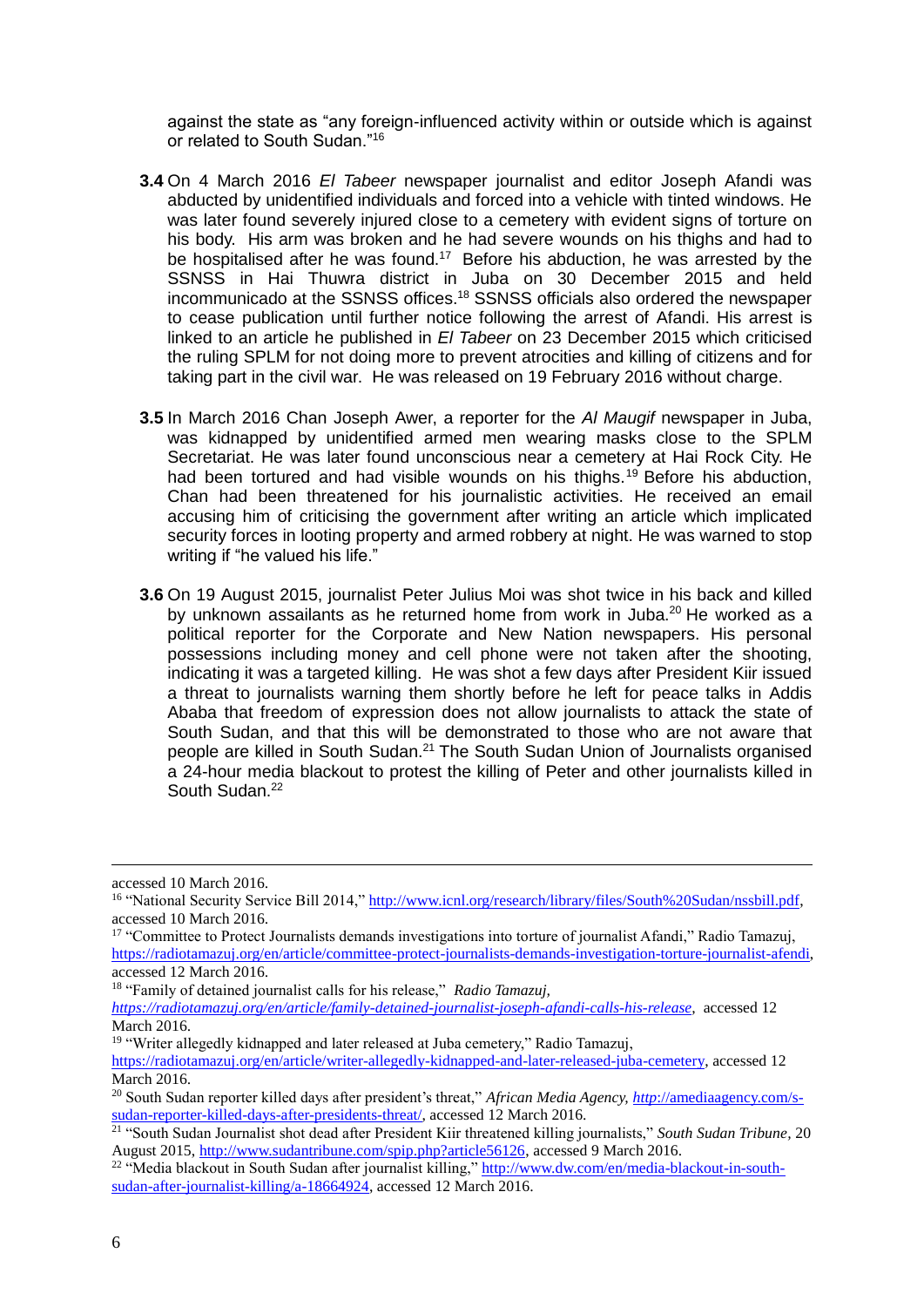against the state as "any foreign-influenced activity within or outside which is against or related to South Sudan."[16]

**3.4** On 4 March 2016 *El Tabeer* newspaper journalist and editor Joseph Afandi was abducted by unidentified individuals and forced into a vehicle with tinted windows. He was later found severely injured close to a cemetery with evident signs of torture on his body. His arm was broken and he had severe wounds on his thighs and had to be hospitalised after he was found.[17] Before his abduction, he was arrested by the SSNSS in Hai Thuwra district in Juba on 30 December 2015 and held incommunicado at the SSNSS offices.[18] SSNSS officials also ordered the newspaper to cease publication until further notice following the arrest of Afandi. His arrest is linked to an article he published in *El Tabeer* on 23 December 2015 which criticised the ruling SPLM for not doing more to prevent atrocities and killing of citizens and for taking part in the civil war. He was released on 19 February 2016 without charge.

**3.5** In March 2016 Chan Joseph Awer, a reporter for the *Al Maugif* newspaper in Juba, was kidnapped by unidentified armed men wearing masks close to the SPLM Secretariat. He was later found unconscious near a cemetery at Hai Rock City. He had been tortured and had visible wounds on his thighs.[19] Before his abduction, Chan had been threatened for his journalistic activities. He received an email accusing him of criticising the government after writing an article which implicated security forces in looting property and armed robbery at night. He was warned to stop writing if "he valued his life."

**3.6** On 19 August 2015, journalist Peter Julius Moi was shot twice in his back and killed by unknown assailants as he returned home from work in Juba.[20] He worked as a political reporter for the Corporate and New Nation newspapers. His personal possessions including money and cell phone were not taken after the shooting, indicating it was a targeted killing. He was shot a few days after President Kiir issued a threat to journalists warning them shortly before he left for peace talks in Addis Ababa that freedom of expression does not allow journalists to attack the state of South Sudan, and that this will be demonstrated to those who are not aware that people are killed in South Sudan.[21] The South Sudan Union of Journalists organised a 24-hour media blackout to protest the killing of Peter and other journalists killed in South Sudan.[22]

---

accessed 10 March 2016.

[16] "National Security Service Bill 2014," http://www.icnl.org/research/library/files/South%20Sudan/nssbill.pdf, accessed 10 March 2016.

[17] "Committee to Protect Journalists demands investigations into torture of journalist Afandi," Radio Tamazuj, https://radiotamazuj.org/en/article/committee-protect-journalists-demands-investigation-torture-journalist-afendi, accessed 12 March 2016.

[18] "Family of detained journalist calls for his release," *Radio Tamazuj, https://radiotamazuj.org/en/article/family-detained-journalist-joseph-afandi-calls-his-release*, accessed 12 March 2016.

[19] "Writer allegedly kidnapped and later released at Juba cemetery," Radio Tamazuj, https://radiotamazuj.org/en/article/writer-allegedly-kidnapped-and-later-released-juba-cemetery, accessed 12 March 2016.

[20] South Sudan reporter killed days after president's threat," *African Media Agency, http*://amediaagency.com/s-sudan-reporter-killed-days-after-presidents-threat/, accessed 12 March 2016.

[21] "South Sudan Journalist shot dead after President Kiir threatened killing journalists," *South Sudan Tribune*, 20 August 2015, http://www.sudantribune.com/spip.php?article56126, accessed 9 March 2016.

[22] "Media blackout in South Sudan after journalist killing," http://www.dw.com/en/media-blackout-in-south-sudan-after-journalist-killing/a-18664924, accessed 12 March 2016.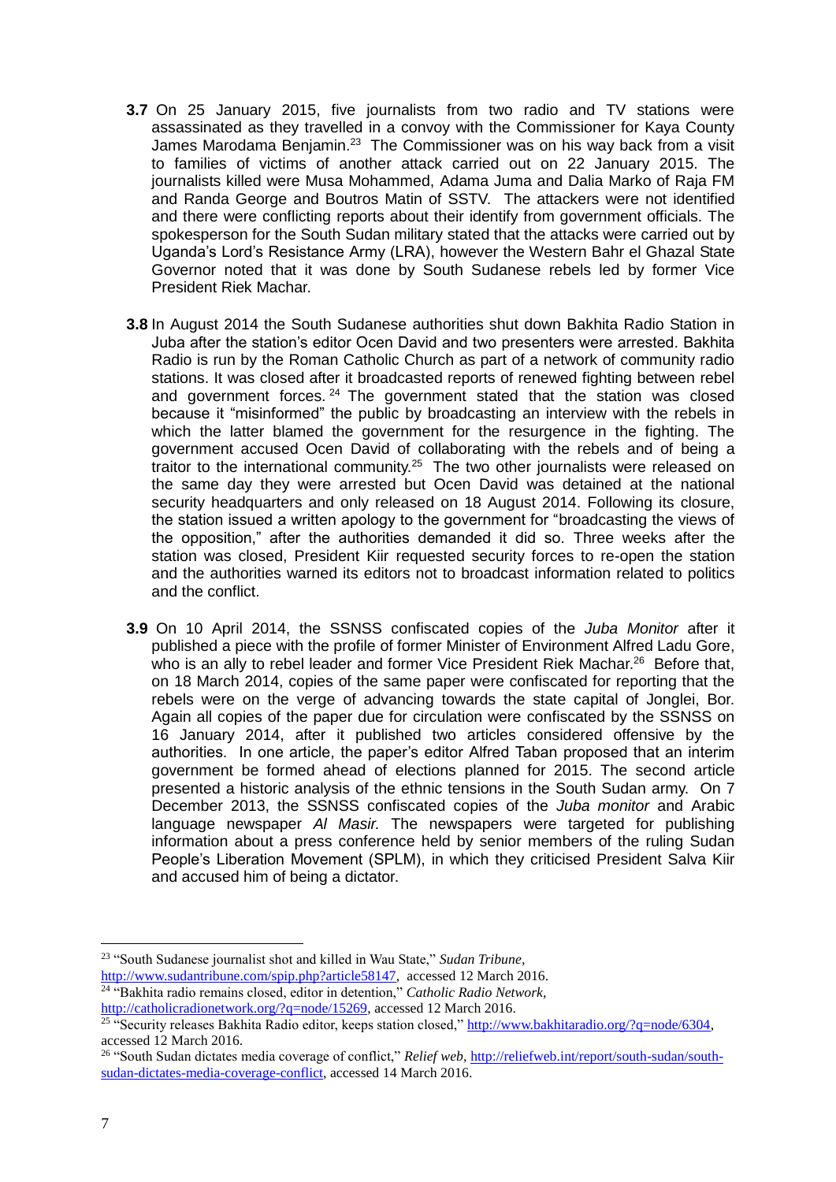**3.7** On 25 January 2015, five journalists from two radio and TV stations were assassinated as they travelled in a convoy with the Commissioner for Kaya County James Marodama Benjamin.[23] The Commissioner was on his way back from a visit to families of victims of another attack carried out on 22 January 2015. The journalists killed were Musa Mohammed, Adama Juma and Dalia Marko of Raja FM and Randa George and Boutros Matin of SSTV. The attackers were not identified and there were conflicting reports about their identify from government officials. The spokesperson for the South Sudan military stated that the attacks were carried out by Uganda's Lord's Resistance Army (LRA), however the Western Bahr el Ghazal State Governor noted that it was done by South Sudanese rebels led by former Vice President Riek Machar.

**3.8** In August 2014 the South Sudanese authorities shut down Bakhita Radio Station in Juba after the station's editor Ocen David and two presenters were arrested. Bakhita Radio is run by the Roman Catholic Church as part of a network of community radio stations. It was closed after it broadcasted reports of renewed fighting between rebel and government forces.[24] The government stated that the station was closed because it "misinformed" the public by broadcasting an interview with the rebels in which the latter blamed the government for the resurgence in the fighting. The government accused Ocen David of collaborating with the rebels and of being a traitor to the international community.[25] The two other journalists were released on the same day they were arrested but Ocen David was detained at the national security headquarters and only released on 18 August 2014. Following its closure, the station issued a written apology to the government for "broadcasting the views of the opposition," after the authorities demanded it did so. Three weeks after the station was closed, President Kiir requested security forces to re-open the station and the authorities warned its editors not to broadcast information related to politics and the conflict.

**3.9** On 10 April 2014, the SSNSS confiscated copies of the *Juba Monitor* after it published a piece with the profile of former Minister of Environment Alfred Ladu Gore, who is an ally to rebel leader and former Vice President Riek Machar.[26] Before that, on 18 March 2014, copies of the same paper were confiscated for reporting that the rebels were on the verge of advancing towards the state capital of Jonglei, Bor. Again all copies of the paper due for circulation were confiscated by the SSNSS on 16 January 2014, after it published two articles considered offensive by the authorities. In one article, the paper's editor Alfred Taban proposed that an interim government be formed ahead of elections planned for 2015. The second article presented a historic analysis of the ethnic tensions in the South Sudan army. On 7 December 2013, the SSNSS confiscated copies of the *Juba monitor* and Arabic language newspaper *Al Masir.* The newspapers were targeted for publishing information about a press conference held by senior members of the ruling Sudan People's Liberation Movement (SPLM), in which they criticised President Salva Kiir and accused him of being a dictator.

---

[23] "South Sudanese journalist shot and killed in Wau State," *Sudan Tribune,* http://www.sudantribune.com/spip.php?article58147, accessed 12 March 2016.

[24] "Bakhita radio remains closed, editor in detention," *Catholic Radio Network,* http://catholicradionetwork.org/?q=node/15269, accessed 12 March 2016.

[25] "Security releases Bakhita Radio editor, keeps station closed," http://www.bakhitaradio.org/?q=node/6304, accessed 12 March 2016.

[26] "South Sudan dictates media coverage of conflict," *Relief web,* http://reliefweb.int/report/south-sudan/south-sudan-dictates-media-coverage-conflict, accessed 14 March 2016.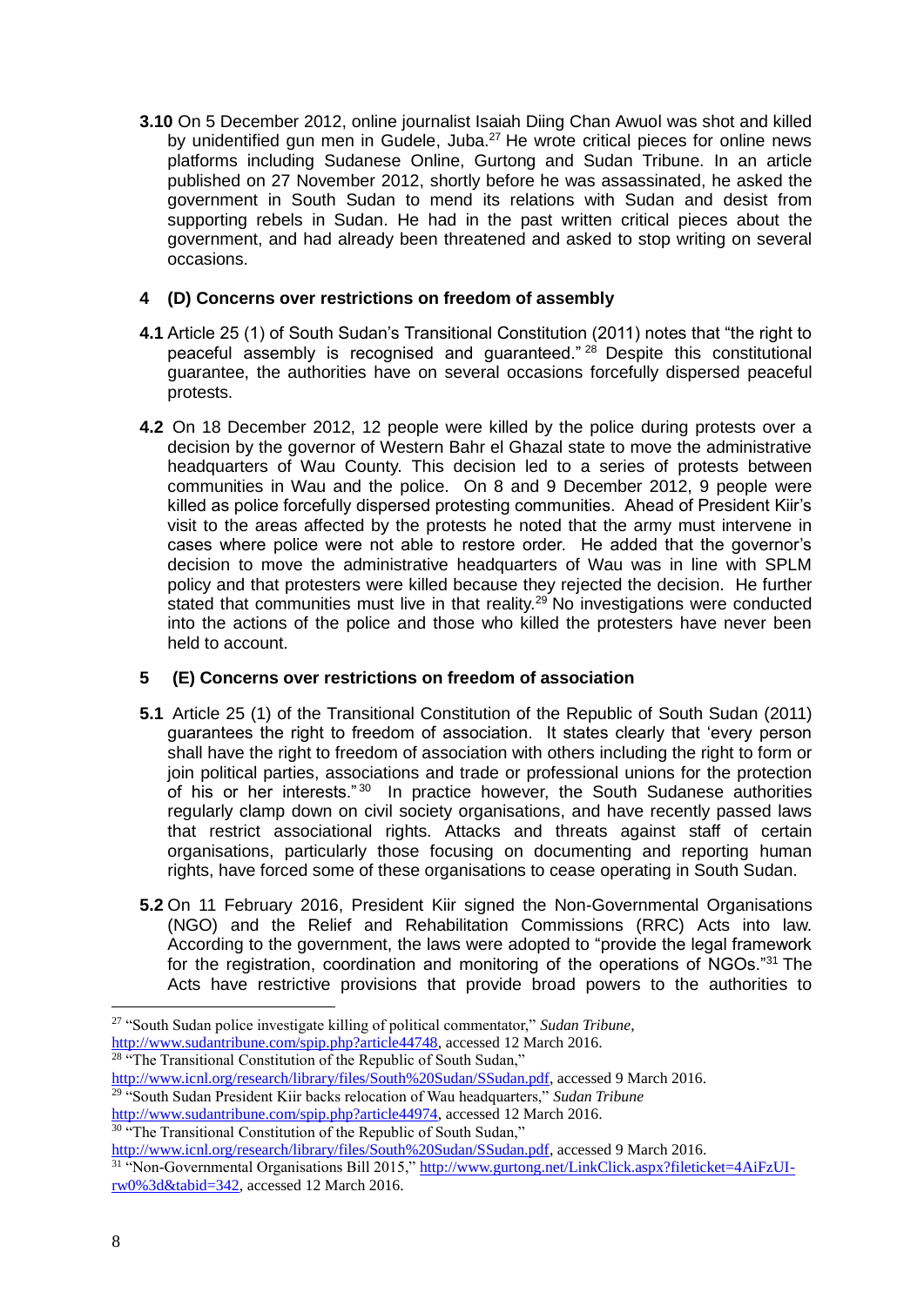**3.10** On 5 December 2012, online journalist Isaiah Diing Chan Awuol was shot and killed by unidentified gun men in Gudele, Juba.[27] He wrote critical pieces for online news platforms including Sudanese Online, Gurtong and Sudan Tribune. In an article published on 27 November 2012, shortly before he was assassinated, he asked the government in South Sudan to mend its relations with Sudan and desist from supporting rebels in Sudan. He had in the past written critical pieces about the government, and had already been threatened and asked to stop writing on several occasions.

## 4 (D) Concerns over restrictions on freedom of assembly

**4.1** Article 25 (1) of South Sudan's Transitional Constitution (2011) notes that "the right to peaceful assembly is recognised and guaranteed."[28] Despite this constitutional guarantee, the authorities have on several occasions forcefully dispersed peaceful protests.

**4.2** On 18 December 2012, 12 people were killed by the police during protests over a decision by the governor of Western Bahr el Ghazal state to move the administrative headquarters of Wau County. This decision led to a series of protests between communities in Wau and the police. On 8 and 9 December 2012, 9 people were killed as police forcefully dispersed protesting communities. Ahead of President Kiir's visit to the areas affected by the protests he noted that the army must intervene in cases where police were not able to restore order. He added that the governor's decision to move the administrative headquarters of Wau was in line with SPLM policy and that protesters were killed because they rejected the decision. He further stated that communities must live in that reality.[29] No investigations were conducted into the actions of the police and those who killed the protesters have never been held to account.

## 5 (E) Concerns over restrictions on freedom of association

**5.1** Article 25 (1) of the Transitional Constitution of the Republic of South Sudan (2011) guarantees the right to freedom of association. It states clearly that 'every person shall have the right to freedom of association with others including the right to form or join political parties, associations and trade or professional unions for the protection of his or her interests."[30] In practice however, the South Sudanese authorities regularly clamp down on civil society organisations, and have recently passed laws that restrict associational rights. Attacks and threats against staff of certain organisations, particularly those focusing on documenting and reporting human rights, have forced some of these organisations to cease operating in South Sudan.

**5.2** On 11 February 2016, President Kiir signed the Non-Governmental Organisations (NGO) and the Relief and Rehabilitation Commissions (RRC) Acts into law. According to the government, the laws were adopted to "provide the legal framework for the registration, coordination and monitoring of the operations of NGOs."[31] The Acts have restrictive provisions that provide broad powers to the authorities to

---

[27] "South Sudan police investigate killing of political commentator," *Sudan Tribune*, http://www.sudantribune.com/spip.php?article44748, accessed 12 March 2016.

[28] "The Transitional Constitution of the Republic of South Sudan," http://www.icnl.org/research/library/files/South%20Sudan/SSudan.pdf, accessed 9 March 2016.

[29] "South Sudan President Kiir backs relocation of Wau headquarters," *Sudan Tribune* http://www.sudantribune.com/spip.php?article44974, accessed 12 March 2016.

[30] "The Transitional Constitution of the Republic of South Sudan," http://www.icnl.org/research/library/files/South%20Sudan/SSudan.pdf, accessed 9 March 2016.

[31] "Non-Governmental Organisations Bill 2015," http://www.gurtong.net/LinkClick.aspx?fileticket=4AiFzUI-rw0%3d&tabid=342, accessed 12 March 2016.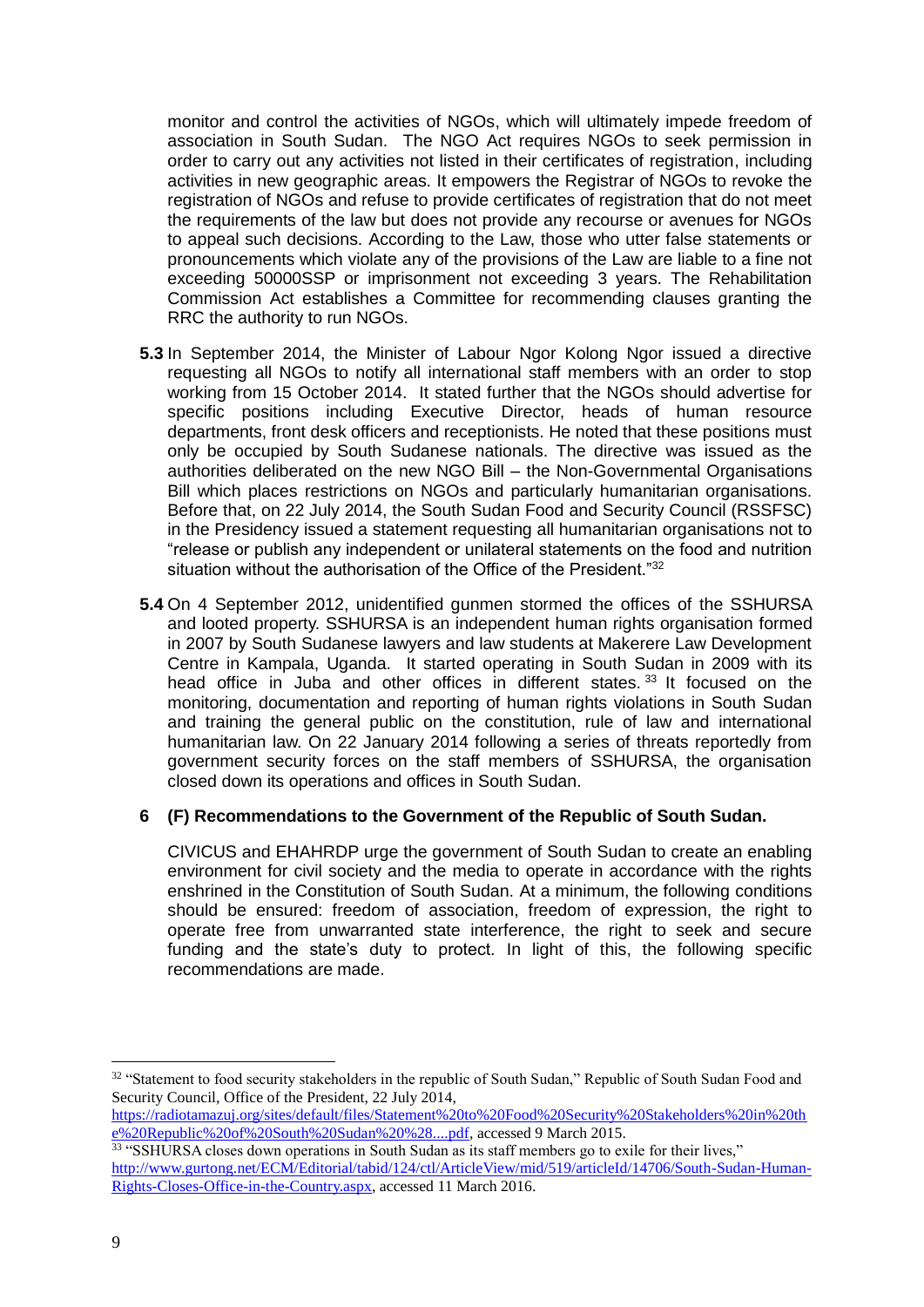monitor and control the activities of NGOs, which will ultimately impede freedom of association in South Sudan. The NGO Act requires NGOs to seek permission in order to carry out any activities not listed in their certificates of registration, including activities in new geographic areas. It empowers the Registrar of NGOs to revoke the registration of NGOs and refuse to provide certificates of registration that do not meet the requirements of the law but does not provide any recourse or avenues for NGOs to appeal such decisions. According to the Law, those who utter false statements or pronouncements which violate any of the provisions of the Law are liable to a fine not exceeding 50000SSP or imprisonment not exceeding 3 years. The Rehabilitation Commission Act establishes a Committee for recommending clauses granting the RRC the authority to run NGOs.

**5.3** In September 2014, the Minister of Labour Ngor Kolong Ngor issued a directive requesting all NGOs to notify all international staff members with an order to stop working from 15 October 2014. It stated further that the NGOs should advertise for specific positions including Executive Director, heads of human resource departments, front desk officers and receptionists. He noted that these positions must only be occupied by South Sudanese nationals. The directive was issued as the authorities deliberated on the new NGO Bill – the Non-Governmental Organisations Bill which places restrictions on NGOs and particularly humanitarian organisations. Before that, on 22 July 2014, the South Sudan Food and Security Council (RSSFSC) in the Presidency issued a statement requesting all humanitarian organisations not to "release or publish any independent or unilateral statements on the food and nutrition situation without the authorisation of the Office of the President."[32]

**5.4** On 4 September 2012, unidentified gunmen stormed the offices of the SSHURSA and looted property. SSHURSA is an independent human rights organisation formed in 2007 by South Sudanese lawyers and law students at Makerere Law Development Centre in Kampala, Uganda. It started operating in South Sudan in 2009 with its head office in Juba and other offices in different states.[33] It focused on the monitoring, documentation and reporting of human rights violations in South Sudan and training the general public on the constitution, rule of law and international humanitarian law. On 22 January 2014 following a series of threats reportedly from government security forces on the staff members of SSHURSA, the organisation closed down its operations and offices in South Sudan.

## 6 (F) Recommendations to the Government of the Republic of South Sudan.

CIVICUS and EHAHRDP urge the government of South Sudan to create an enabling environment for civil society and the media to operate in accordance with the rights enshrined in the Constitution of South Sudan. At a minimum, the following conditions should be ensured: freedom of association, freedom of expression, the right to operate free from unwarranted state interference, the right to seek and secure funding and the state's duty to protect. In light of this, the following specific recommendations are made.

---

[32] "Statement to food security stakeholders in the republic of South Sudan," Republic of South Sudan Food and Security Council, Office of the President, 22 July 2014, https://radiotamazuj.org/sites/default/files/Statement%20to%20Food%20Security%20Stakeholders%20in%20the%20Republic%20of%20South%20Sudan%20%28....pdf, accessed 9 March 2015.

[33] "SSHURSA closes down operations in South Sudan as its staff members go to exile for their lives," http://www.gurtong.net/ECM/Editorial/tabid/124/ctl/ArticleView/mid/519/articleId/14706/South-Sudan-Human-Rights-Closes-Office-in-the-Country.aspx, accessed 11 March 2016.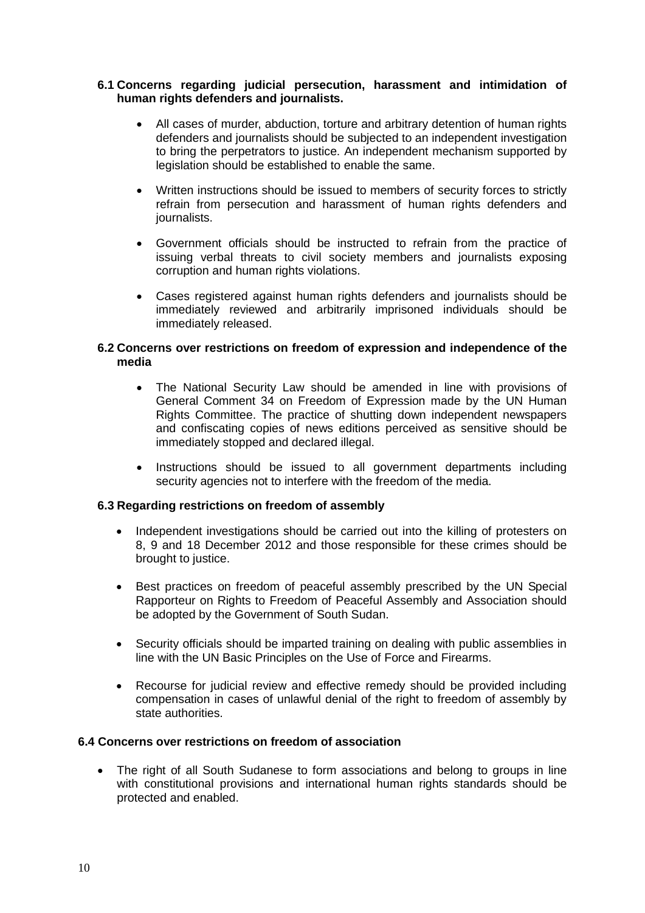### 6.1 Concerns regarding judicial persecution, harassment and intimidation of human rights defenders and journalists.

- All cases of murder, abduction, torture and arbitrary detention of human rights defenders and journalists should be subjected to an independent investigation to bring the perpetrators to justice. An independent mechanism supported by legislation should be established to enable the same.
- Written instructions should be issued to members of security forces to strictly refrain from persecution and harassment of human rights defenders and journalists.
- Government officials should be instructed to refrain from the practice of issuing verbal threats to civil society members and journalists exposing corruption and human rights violations.
- Cases registered against human rights defenders and journalists should be immediately reviewed and arbitrarily imprisoned individuals should be immediately released.

### 6.2 Concerns over restrictions on freedom of expression and independence of the media

- The National Security Law should be amended in line with provisions of General Comment 34 on Freedom of Expression made by the UN Human Rights Committee. The practice of shutting down independent newspapers and confiscating copies of news editions perceived as sensitive should be immediately stopped and declared illegal.
- Instructions should be issued to all government departments including security agencies not to interfere with the freedom of the media.

### 6.3 Regarding restrictions on freedom of assembly

- Independent investigations should be carried out into the killing of protesters on 8, 9 and 18 December 2012 and those responsible for these crimes should be brought to justice.
- Best practices on freedom of peaceful assembly prescribed by the UN Special Rapporteur on Rights to Freedom of Peaceful Assembly and Association should be adopted by the Government of South Sudan.
- Security officials should be imparted training on dealing with public assemblies in line with the UN Basic Principles on the Use of Force and Firearms.
- Recourse for judicial review and effective remedy should be provided including compensation in cases of unlawful denial of the right to freedom of assembly by state authorities.

### 6.4 Concerns over restrictions on freedom of association

- The right of all South Sudanese to form associations and belong to groups in line with constitutional provisions and international human rights standards should be protected and enabled.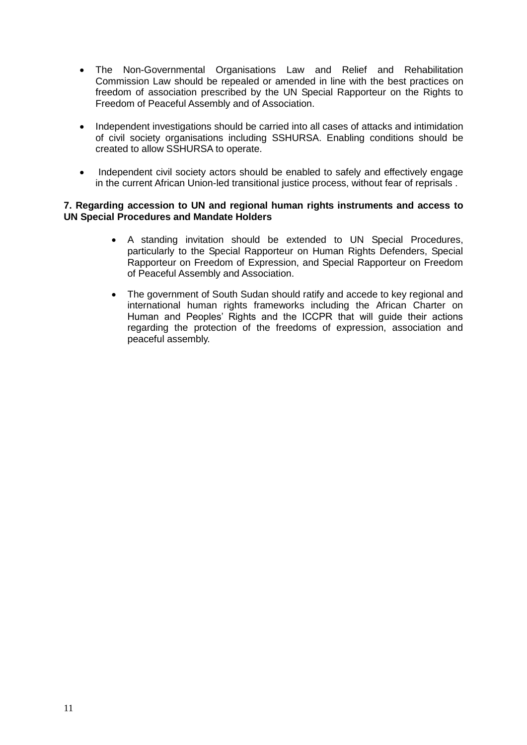- The Non-Governmental Organisations Law and Relief and Rehabilitation Commission Law should be repealed or amended in line with the best practices on freedom of association prescribed by the UN Special Rapporteur on the Rights to Freedom of Peaceful Assembly and of Association.

- Independent investigations should be carried into all cases of attacks and intimidation of civil society organisations including SSHURSA. Enabling conditions should be created to allow SSHURSA to operate.

- Independent civil society actors should be enabled to safely and effectively engage in the current African Union-led transitional justice process, without fear of reprisals .

**7. Regarding accession to UN and regional human rights instruments and access to UN Special Procedures and Mandate Holders**

- A standing invitation should be extended to UN Special Procedures, particularly to the Special Rapporteur on Human Rights Defenders, Special Rapporteur on Freedom of Expression, and Special Rapporteur on Freedom of Peaceful Assembly and Association.

- The government of South Sudan should ratify and accede to key regional and international human rights frameworks including the African Charter on Human and Peoples' Rights and the ICCPR that will guide their actions regarding the protection of the freedoms of expression, association and peaceful assembly.